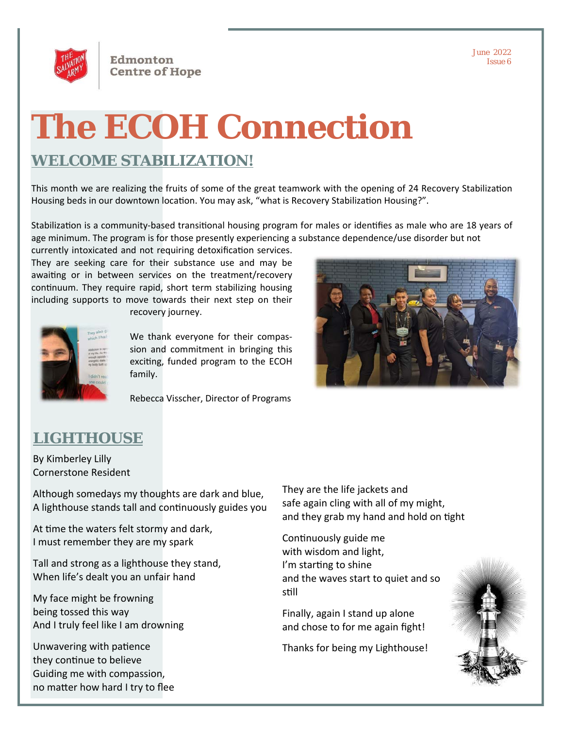Edmonton
Centre of Hope

June 2022
Issue 6

# The ECOH Connection

## WELCOME STABILIZATION!

This month we are realizing the fruits of some of the great teamwork with the opening of 24 Recovery Stabilization Housing beds in our downtown location. You may ask, "what is Recovery Stabilization Housing?".

Stabilization is a community-based transitional housing program for males or identifies as male who are 18 years of age minimum. The program is for those presently experiencing a substance dependence/use disorder but not currently intoxicated and not requiring detoxification services. They are seeking care for their substance use and may be awaiting or in between services on the treatment/recovery continuum. They require rapid, short term stabilizing housing including supports to move towards their next step on their recovery journey.

We thank everyone for their compassion and commitment in bringing this exciting, funded program to the ECOH family.

Rebecca Visscher, Director of Programs

## LIGHTHOUSE

By Kimberley Lilly
Cornerstone Resident

Although somedays my thoughts are dark and blue,
A lighthouse stands tall and continuously guides you

At time the waters felt stormy and dark,
I must remember they are my spark

Tall and strong as a lighthouse they stand,
When life's dealt you an unfair hand

My face might be frowning
being tossed this way
And I truly feel like I am drowning

Unwavering with patience
they continue to believe
Guiding me with compassion,
no matter how hard I try to flee

They are the life jackets and
safe again cling with all of my might,
and they grab my hand and hold on tight

Continuously guide me
with wisdom and light,
I'm starting to shine
and the waves start to quiet and so
still

Finally, again I stand up alone
and chose to for me again fight!

Thanks for being my Lighthouse!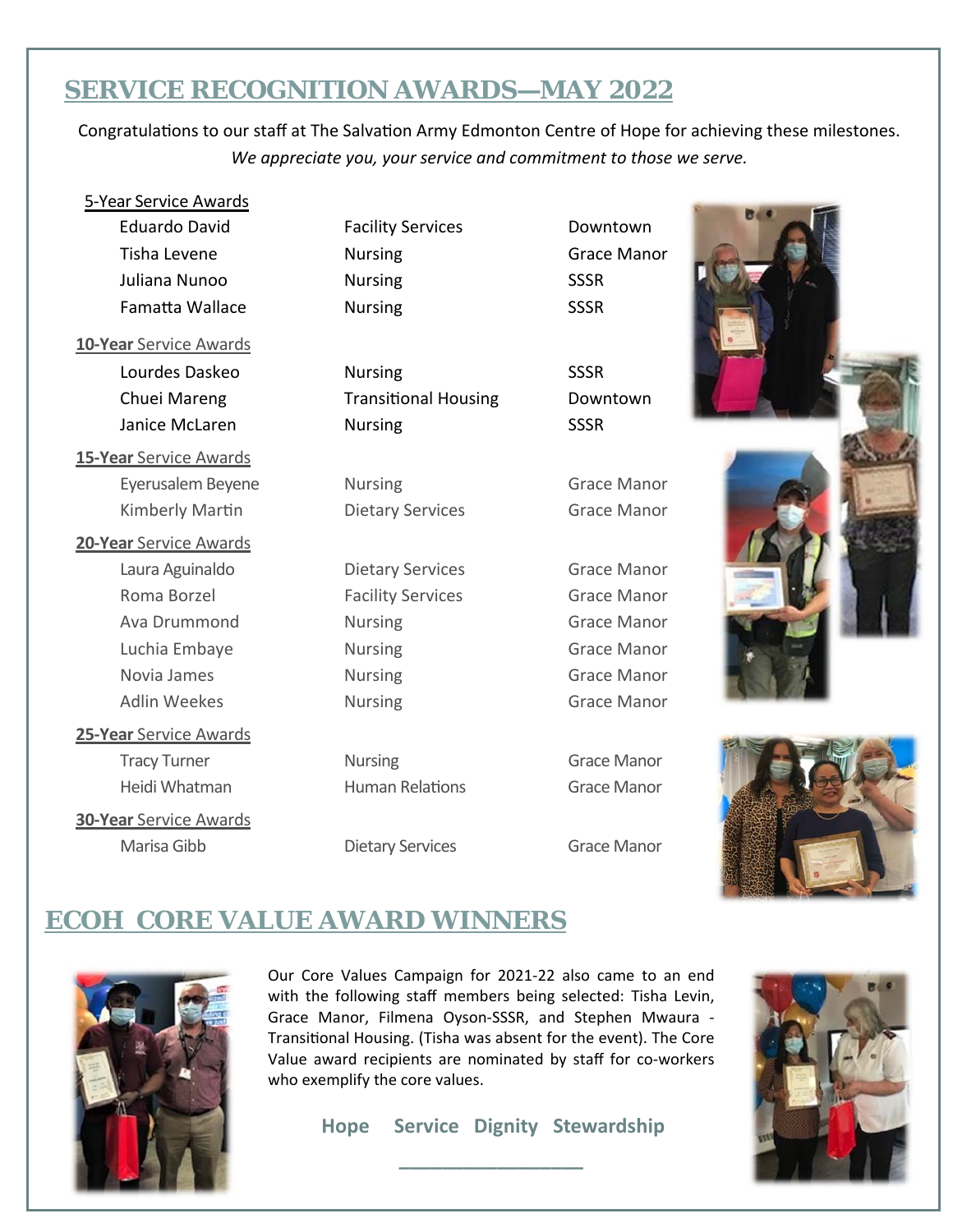## SERVICE RECOGNITION AWARDS—MAY 2022

Congratulations to our staff at The Salvation Army Edmonton Centre of Hope for achieving these milestones.
*We appreciate you, your service and commitment to those we serve.*

**5-Year Service Awards**

| Name | Department | Location |
|---|---|---|
| Eduardo David | Facility Services | Downtown |
| Tisha Levene | Nursing | Grace Manor |
| Juliana Nunoo | Nursing | SSSR |
| Famatta Wallace | Nursing | SSSR |

**10-Year Service Awards**

| Name | Department | Location |
|---|---|---|
| Lourdes Daskeo | Nursing | SSSR |
| Chuei Mareng | Transitional Housing | Downtown |
| Janice McLaren | Nursing | SSSR |

**15-Year Service Awards**

| Name | Department | Location |
|---|---|---|
| Eyerusalem Beyene | Nursing | Grace Manor |
| Kimberly Martin | Dietary Services | Grace Manor |

**20-Year Service Awards**

| Name | Department | Location |
|---|---|---|
| Laura Aguinaldo | Dietary Services | Grace Manor |
| Roma Borzel | Facility Services | Grace Manor |
| Ava Drummond | Nursing | Grace Manor |
| Luchia Embaye | Nursing | Grace Manor |
| Novia James | Nursing | Grace Manor |
| Adlin Weekes | Nursing | Grace Manor |

**25-Year Service Awards**

| Name | Department | Location |
|---|---|---|
| Tracy Turner | Nursing | Grace Manor |
| Heidi Whatman | Human Relations | Grace Manor |

**30-Year Service Awards**

| Name | Department | Location |
|---|---|---|
| Marisa Gibb | Dietary Services | Grace Manor |

## ECOH CORE VALUE AWARD WINNERS

Our Core Values Campaign for 2021-22 also came to an end with the following staff members being selected: Tisha Levin, Grace Manor, Filmena Oyson-SSSR, and Stephen Mwaura - Transitional Housing. (Tisha was absent for the event). The Core Value award recipients are nominated by staff for co-workers who exemplify the core values.

**Hope Service Dignity Stewardship**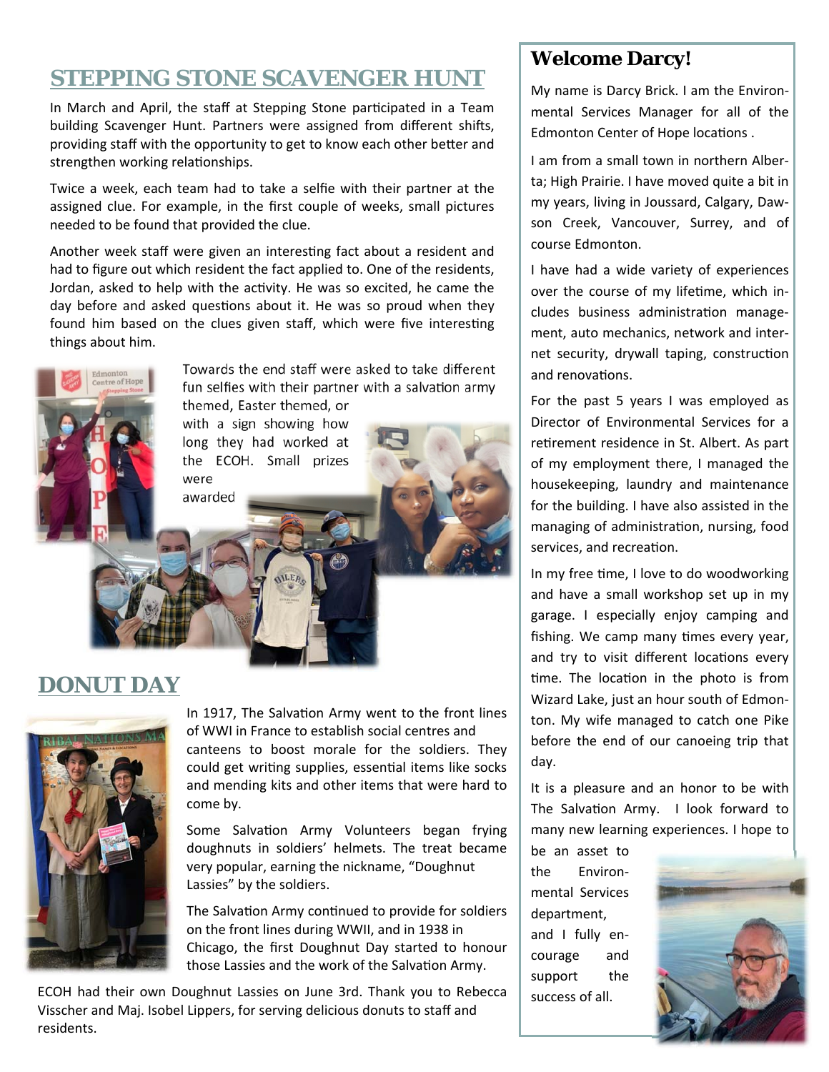## STEPPING STONE SCAVENGER HUNT

In March and April, the staff at Stepping Stone participated in a Team building Scavenger Hunt. Partners were assigned from different shifts, providing staff with the opportunity to get to know each other better and strengthen working relationships.

Twice a week, each team had to take a selfie with their partner at the assigned clue. For example, in the first couple of weeks, small pictures needed to be found that provided the clue.

Another week staff were given an interesting fact about a resident and had to figure out which resident the fact applied to. One of the residents, Jordan, asked to help with the activity. He was so excited, he came the day before and asked questions about it. He was so proud when they found him based on the clues given staff, which were five interesting things about him.

Towards the end staff were asked to take different fun selfies with their partner with a salvation army themed, Easter themed, or with a sign showing how long they had worked at the ECOH. Small prizes were awarded

## DONUT DAY

In 1917, The Salvation Army went to the front lines of WWI in France to establish social centres and canteens to boost morale for the soldiers. They could get writing supplies, essential items like socks and mending kits and other items that were hard to come by.

Some Salvation Army Volunteers began frying doughnuts in soldiers' helmets. The treat became very popular, earning the nickname, "Doughnut Lassies" by the soldiers.

The Salvation Army continued to provide for soldiers on the front lines during WWII, and in 1938 in Chicago, the first Doughnut Day started to honour those Lassies and the work of the Salvation Army.

ECOH had their own Doughnut Lassies on June 3rd. Thank you to Rebecca Visscher and Maj. Isobel Lippers, for serving delicious donuts to staff and residents.

## Welcome Darcy!

My name is Darcy Brick. I am the Environmental Services Manager for all of the Edmonton Center of Hope locations .

I am from a small town in northern Alberta; High Prairie. I have moved quite a bit in my years, living in Joussard, Calgary, Dawson Creek, Vancouver, Surrey, and of course Edmonton.

I have had a wide variety of experiences over the course of my lifetime, which includes business administration management, auto mechanics, network and internet security, drywall taping, construction and renovations.

For the past 5 years I was employed as Director of Environmental Services for a retirement residence in St. Albert. As part of my employment there, I managed the housekeeping, laundry and maintenance for the building. I have also assisted in the managing of administration, nursing, food services, and recreation.

In my free time, I love to do woodworking and have a small workshop set up in my garage. I especially enjoy camping and fishing. We camp many times every year, and try to visit different locations every time. The location in the photo is from Wizard Lake, just an hour south of Edmonton. My wife managed to catch one Pike before the end of our canoeing trip that day.

It is a pleasure and an honor to be with The Salvation Army. I look forward to many new learning experiences. I hope to be an asset to the Environmental Services department, and I fully encourage and support the success of all.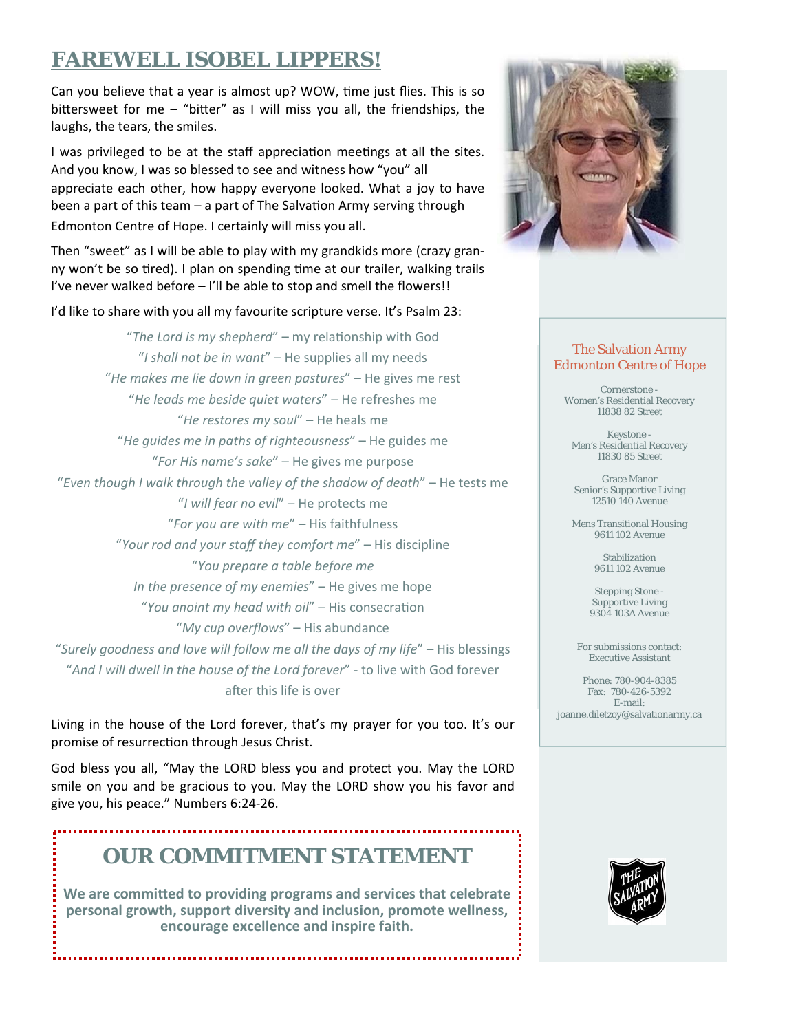# FAREWELL ISOBEL LIPPERS!

Can you believe that a year is almost up? WOW, time just flies. This is so bittersweet for me – "bitter" as I will miss you all, the friendships, the laughs, the tears, the smiles.

I was privileged to be at the staff appreciation meetings at all the sites. And you know, I was so blessed to see and witness how "you" all appreciate each other, how happy everyone looked. What a joy to have been a part of this team – a part of The Salvation Army serving through Edmonton Centre of Hope. I certainly will miss you all.

Then "sweet" as I will be able to play with my grandkids more (crazy granny won't be so tired). I plan on spending time at our trailer, walking trails I've never walked before – I'll be able to stop and smell the flowers!!

I'd like to share with you all my favourite scripture verse. It's Psalm 23:

"*The Lord is my shepherd*" – my relationship with God
"*I shall not be in want*" – He supplies all my needs
"*He makes me lie down in green pastures*" – He gives me rest
"*He leads me beside quiet waters*" – He refreshes me
"*He restores my soul*" – He heals me
"*He guides me in paths of righteousness*" – He guides me
"*For His name's sake*" – He gives me purpose
"*Even though I walk through the valley of the shadow of death*" – He tests me
"*I will fear no evil*" – He protects me
"*For you are with me*" – His faithfulness
"*Your rod and your staff they comfort me*" – His discipline
"*You prepare a table before me*
*In the presence of my enemies*" – He gives me hope
"*You anoint my head with oil*" – His consecration
"*My cup overflows*" – His abundance
"*Surely goodness and love will follow me all the days of my life*" – His blessings
"*And I will dwell in the house of the Lord forever*" - to live with God forever after this life is over

Living in the house of the Lord forever, that's my prayer for you too. It's our promise of resurrection through Jesus Christ.

God bless you all, "May the LORD bless you and protect you. May the LORD smile on you and be gracious to you. May the LORD show you his favor and give you, his peace." Numbers 6:24-26.

## OUR COMMITMENT STATEMENT

**We are committed to providing programs and services that celebrate personal growth, support diversity and inclusion, promote wellness, encourage excellence and inspire faith.**

---

The Salvation Army
Edmonton Centre of Hope

Cornerstone -
Women's Residential Recovery
11838 82 Street

Keystone -
Men's Residential Recovery
11830 85 Street

Grace Manor
Senior's Supportive Living
12510 140 Avenue

Mens Transitional Housing
9611 102 Avenue

Stabilization
9611 102 Avenue

Stepping Stone -
Supportive Living
9304 103A Avenue

For submissions contact:
Executive Assistant

Phone: 780-904-8385
Fax: 780-426-5392
E-mail:
joanne.diletzoy@salvationarmy.ca